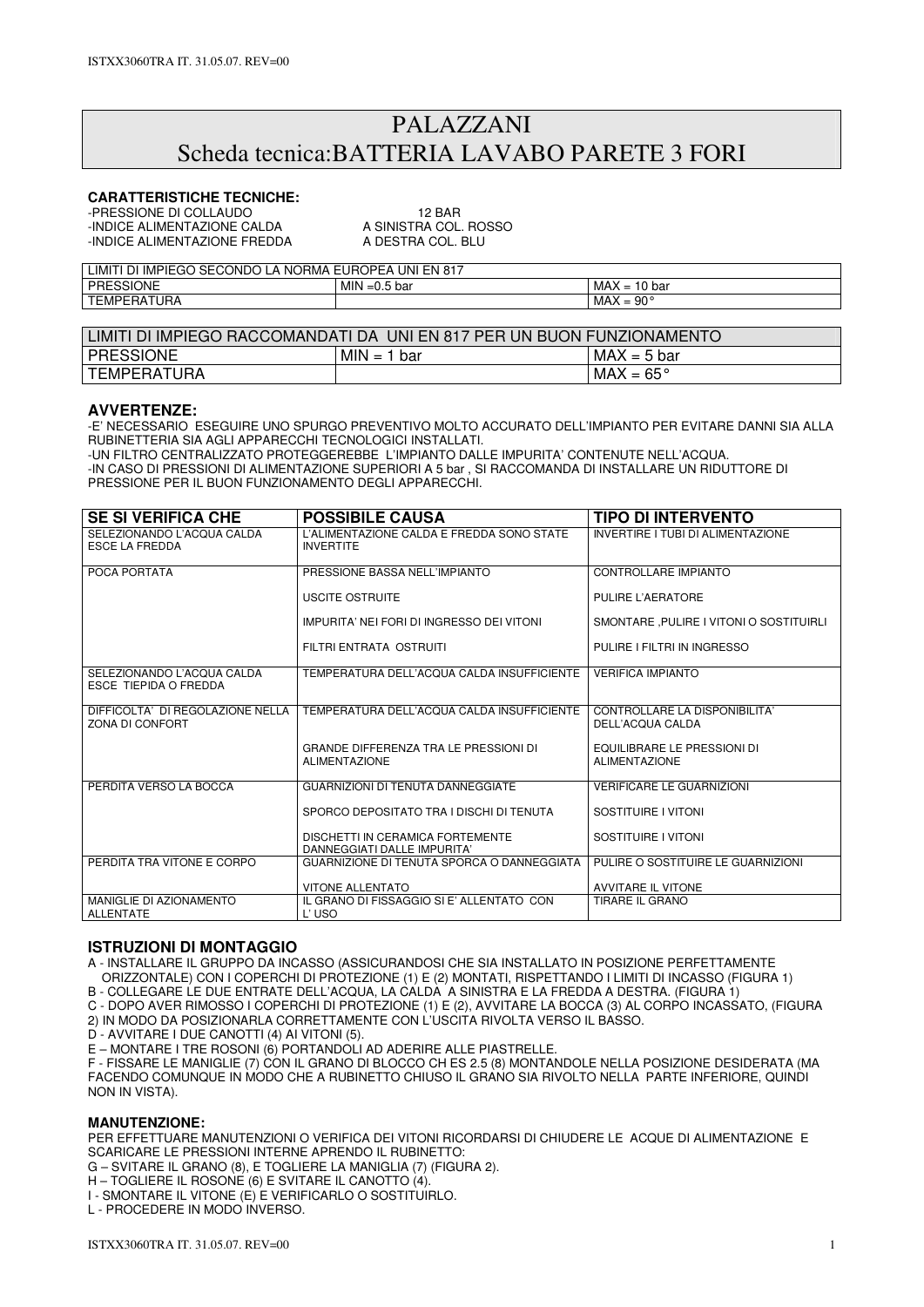# PALAZZANI
## Scheda tecnica:BATTERIA LAVABO PARETE 3 FORI

**CARATTERISTICHE TECNICHE:**

-PRESSIONE DI COLLAUDO 12 BAR
-INDICE ALIMENTAZIONE CALDA A SINISTRA COL. ROSSO
-INDICE ALIMENTAZIONE FREDDA A DESTRA COL. BLU

| LIMITI DI IMPIEGO SECONDO LA NORMA EUROPEA UNI EN 817 | | |
|---|---|---|
| PRESSIONE | MIN =0.5 bar | MAX = 10 bar |
| TEMPERATURA | | MAX = 90° |

| LIMITI DI IMPIEGO RACCOMANDATI DA UNI EN 817 PER UN BUON FUNZIONAMENTO | | |
|---|---|---|
| PRESSIONE | MIN = 1 bar | MAX = 5 bar |
| TEMPERATURA | | MAX = 65° |

### AVVERTENZE:

-E' NECESSARIO ESEGUIRE UNO SPURGO PREVENTIVO MOLTO ACCURATO DELL'IMPIANTO PER EVITARE DANNI SIA ALLA RUBINETTERIA SIA AGLI APPARECCHI TECNOLOGICI INSTALLATI.
-UN FILTRO CENTRALIZZATO PROTEGGEREBBE L'IMPIANTO DALLE IMPURITA' CONTENUTE NELL'ACQUA.
-IN CASO DI PRESSIONI DI ALIMENTAZIONE SUPERIORI A 5 bar , SI RACCOMANDA DI INSTALLARE UN RIDUTTORE DI PRESSIONE PER IL BUON FUNZIONAMENTO DEGLI APPARECCHI.

| SE SI VERIFICA CHE | POSSIBILE CAUSA | TIPO DI INTERVENTO |
|---|---|---|
| SELEZIONANDO L'ACQUA CALDA ESCE LA FREDDA | L'ALIMENTAZIONE CALDA E FREDDA SONO STATE INVERTITE | INVERTIRE I TUBI DI ALIMENTAZIONE |
| POCA PORTATA | PRESSIONE BASSA NELL'IMPIANTO | CONTROLLARE IMPIANTO |
| | USCITE OSTRUITE | PULIRE L'AERATORE |
| | IMPURITA' NEI FORI DI INGRESSO DEI VITONI | SMONTARE ,PULIRE I VITONI O SOSTITUIRLI |
| | FILTRI ENTRATA OSTRUITI | PULIRE I FILTRI IN INGRESSO |
| SELEZIONANDO L'ACQUA CALDA ESCE TIEPIDA O FREDDA | TEMPERATURA DELL'ACQUA CALDA INSUFFICIENTE | VERIFICA IMPIANTO |
| DIFFICOLTA' DI REGOLAZIONE NELLA ZONA DI CONFORT | TEMPERATURA DELL'ACQUA CALDA INSUFFICIENTE | CONTROLLARE LA DISPONIBILITA' DELL'ACQUA CALDA |
| | GRANDE DIFFERENZA TRA LE PRESSIONI DI ALIMENTAZIONE | EQUILIBRARE LE PRESSIONI DI ALIMENTAZIONE |
| PERDITA VERSO LA BOCCA | GUARNIZIONI DI TENUTA DANNEGGIATE | VERIFICARE LE GUARNIZIONI |
| | SPORCO DEPOSITATO TRA I DISCHI DI TENUTA | SOSTITUIRE I VITONI |
| | DISCHETTI IN CERAMICA FORTEMENTE DANNEGGIATI DALLE IMPURITA' | SOSTITUIRE I VITONI |
| PERDITA TRA VITONE E CORPO | GUARNIZIONE DI TENUTA SPORCA O DANNEGGIATA | PULIRE O SOSTITUIRE LE GUARNIZIONI |
| | VITONE ALLENTATO | AVVITARE IL VITONE |
| MANIGLIE DI AZIONAMENTO ALLENTATE | IL GRANO DI FISSAGGIO SI E' ALLENTATO CON L' USO | TIRARE IL GRANO |

### ISTRUZIONI DI MONTAGGIO

A - INSTALLARE IL GRUPPO DA INCASSO (ASSICURANDOSI CHE SIA INSTALLATO IN POSIZIONE PERFETTAMENTE ORIZZONTALE) CON I COPERCHI DI PROTEZIONE (1) E (2) MONTATI, RISPETTANDO I LIMITI DI INCASSO (FIGURA 1)
B - COLLEGARE LE DUE ENTRATE DELL'ACQUA, LA CALDA A SINISTRA E LA FREDDA A DESTRA. (FIGURA 1)
C - DOPO AVER RIMOSSO I COPERCHI DI PROTEZIONE (1) E (2), AVVITARE LA BOCCA (3) AL CORPO INCASSATO, (FIGURA 2) IN MODO DA POSIZIONARLA CORRETTAMENTE CON L'USCITA RIVOLTA VERSO IL BASSO.
D - AVVITARE I DUE CANOTTI (4) AI VITONI (5).
E – MONTARE I TRE ROSONI (6) PORTANDOLI AD ADERIRE ALLE PIASTRELLE.
F - FISSARE LE MANIGLIE (7) CON IL GRANO DI BLOCCO CH ES 2.5 (8) MONTANDOLE NELLA POSIZIONE DESIDERATA (MA FACENDO COMUNQUE IN MODO CHE A RUBINETTO CHIUSO IL GRANO SIA RIVOLTO NELLA PARTE INFERIORE, QUINDI NON IN VISTA).

### MANUTENZIONE:

PER EFFETTUARE MANUTENZIONI O VERIFICA DEI VITONI RICORDARSI DI CHIUDERE LE ACQUE DI ALIMENTAZIONE E SCARICARE LE PRESSIONI INTERNE APRENDO IL RUBINETTO:
G – SVITARE IL GRANO (8), E TOGLIERE LA MANIGLIA (7) (FIGURA 2).
H – TOGLIERE IL ROSONE (6) E SVITARE IL CANOTTO (4).
I - SMONTARE IL VITONE (E) E VERIFICARLO O SOSTITUIRLO.
L - PROCEDERE IN MODO INVERSO.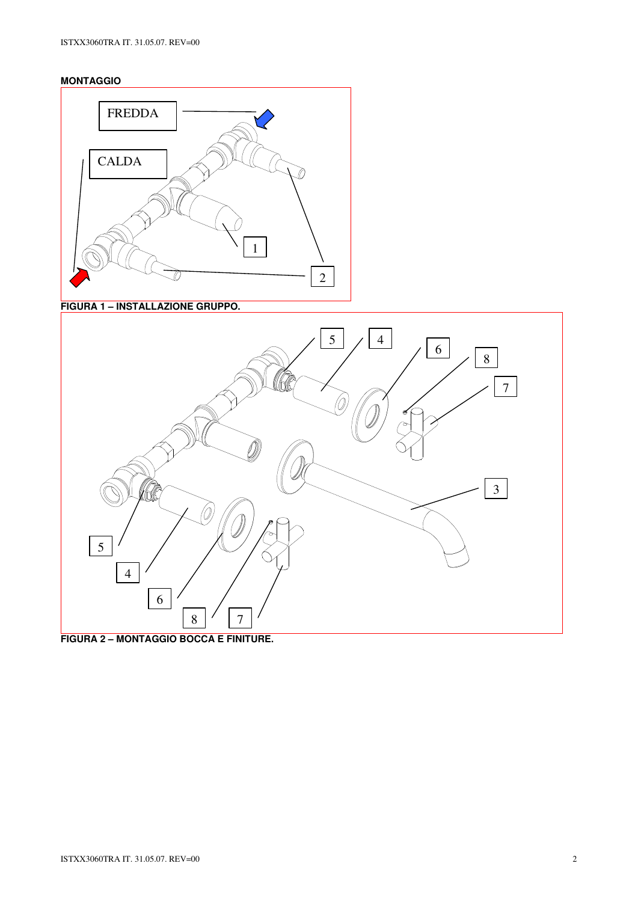**MONTAGGIO**

FREDDA

CALDA

1

2

**FIGURA 1 – INSTALLAZIONE GRUPPO.**

5

4

6

8

7

3

**FIGURA 2 – MONTAGGIO BOCCA E FINITURE.**